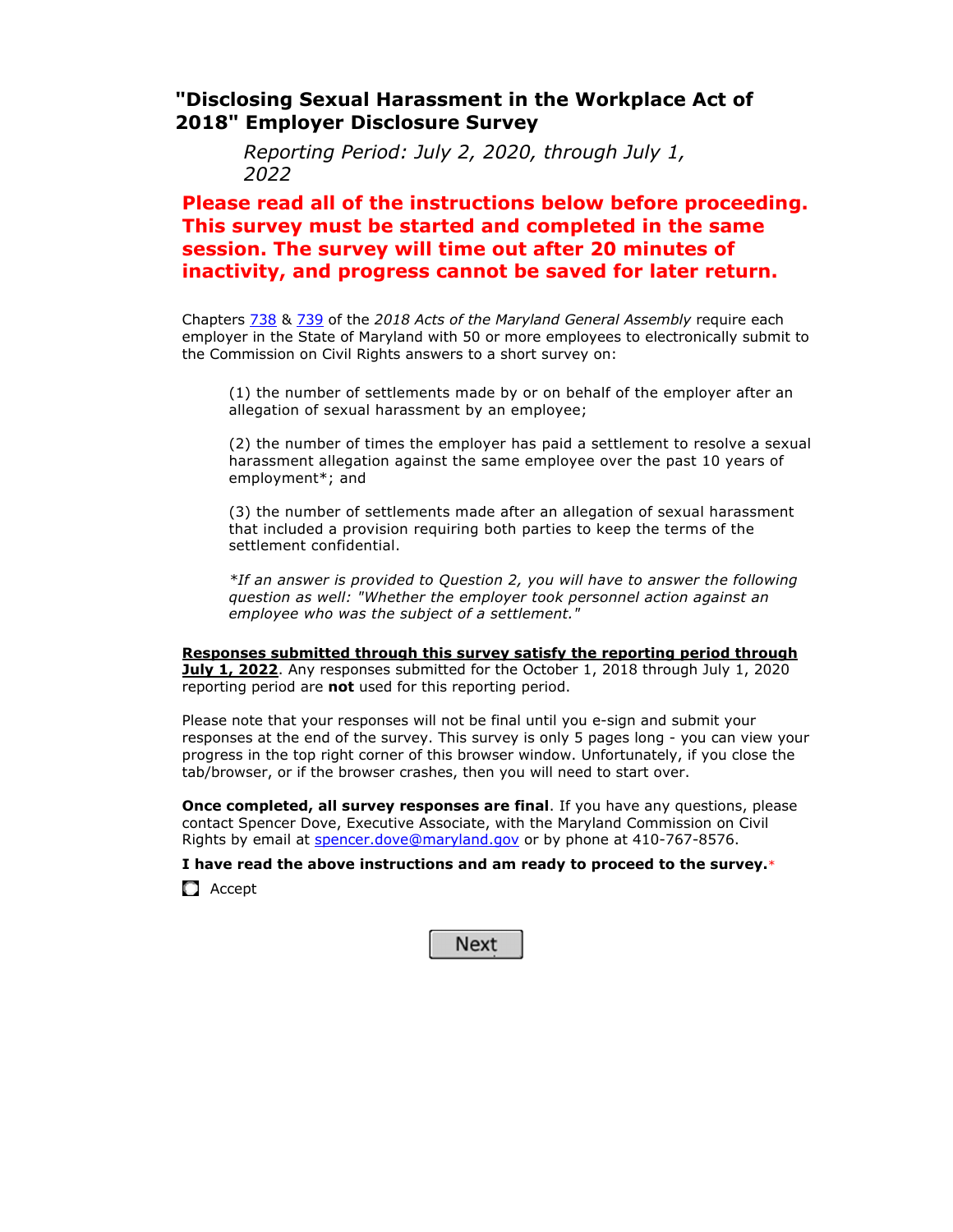## "Disclosing Sexual Harassment in the Workplace Act of 2018" Employer Disclosure Survey

*Reporting Period: July 2, 2020, through July 1, 2022*

**Please read all of the instructions below before proceeding. This survey must be started and completed in the same session. The survey will time out after 20 minutes of inactivity, and progress cannot be saved for later return.**

Chapters 738 & 739 of the *2018 Acts of the Maryland General Assembly* require each employer in the State of Maryland with 50 or more employees to electronically submit to the Commission on Civil Rights answers to a short survey on:

(1) the number of settlements made by or on behalf of the employer after an allegation of sexual harassment by an employee;

(2) the number of times the employer has paid a settlement to resolve a sexual harassment allegation against the same employee over the past 10 years of employment*; and

(3) the number of settlements made after an allegation of sexual harassment that included a provision requiring both parties to keep the terms of the settlement confidential.

*\*If an answer is provided to Question 2, you will have to answer the following question as well: "Whether the employer took personnel action against an employee who was the subject of a settlement."*

**Responses submitted through this survey satisfy the reporting period through July 1, 2022**. Any responses submitted for the October 1, 2018 through July 1, 2020 reporting period are **not** used for this reporting period.

Please note that your responses will not be final until you e-sign and submit your responses at the end of the survey. This survey is only 5 pages long - you can view your progress in the top right corner of this browser window. Unfortunately, if you close the tab/browser, or if the browser crashes, then you will need to start over.

**Once completed, all survey responses are final**. If you have any questions, please contact Spencer Dove, Executive Associate, with the Maryland Commission on Civil Rights by email at spencer.dove@maryland.gov or by phone at 410-767-8576.

**I have read the above instructions and am ready to proceed to the survey.***

- [ ] Accept

Next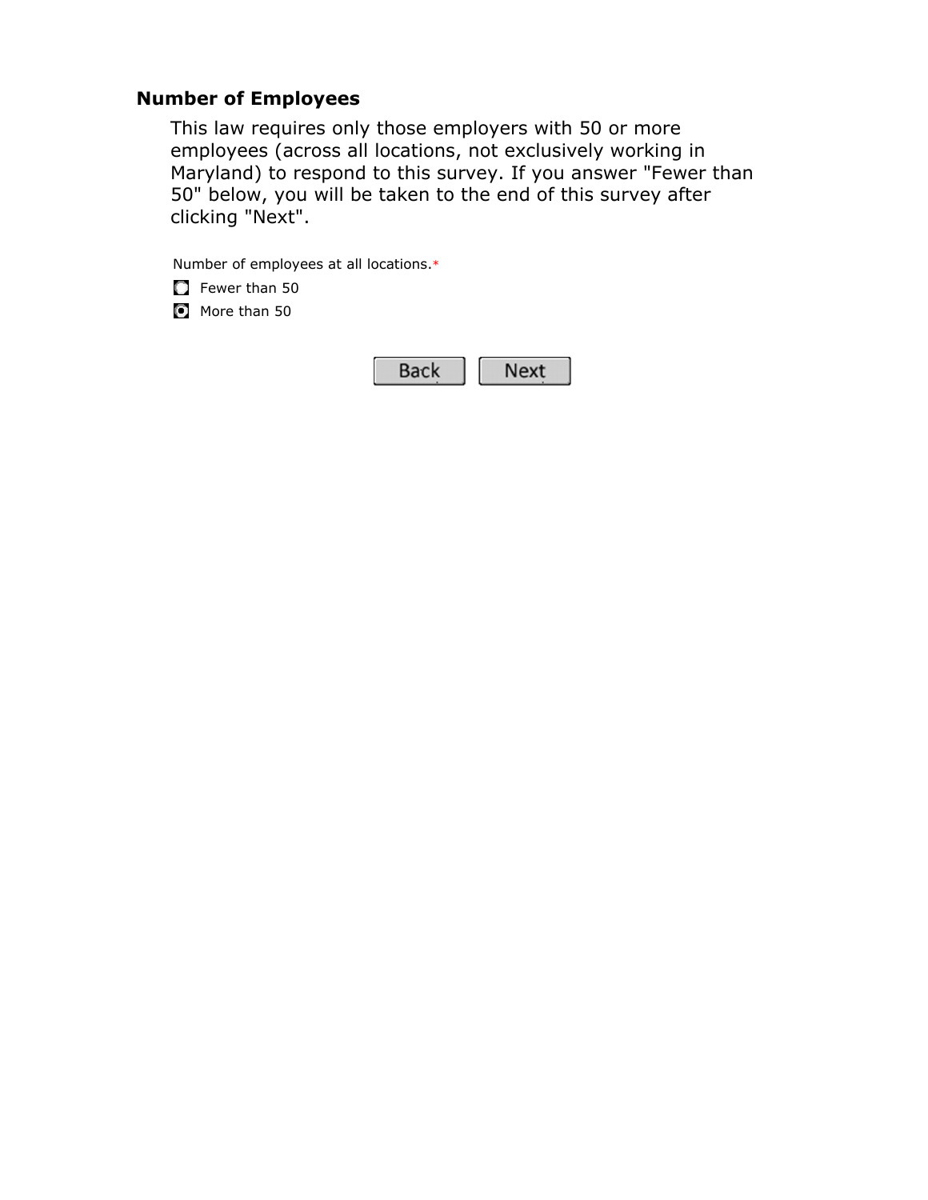## Number of Employees

This law requires only those employers with 50 or more employees (across all locations, not exclusively working in Maryland) to respond to this survey. If you answer "Fewer than 50" below, you will be taken to the end of this survey after clicking "Next".

Number of employees at all locations.*

- ○ Fewer than 50
- ● More than 50

Back   Next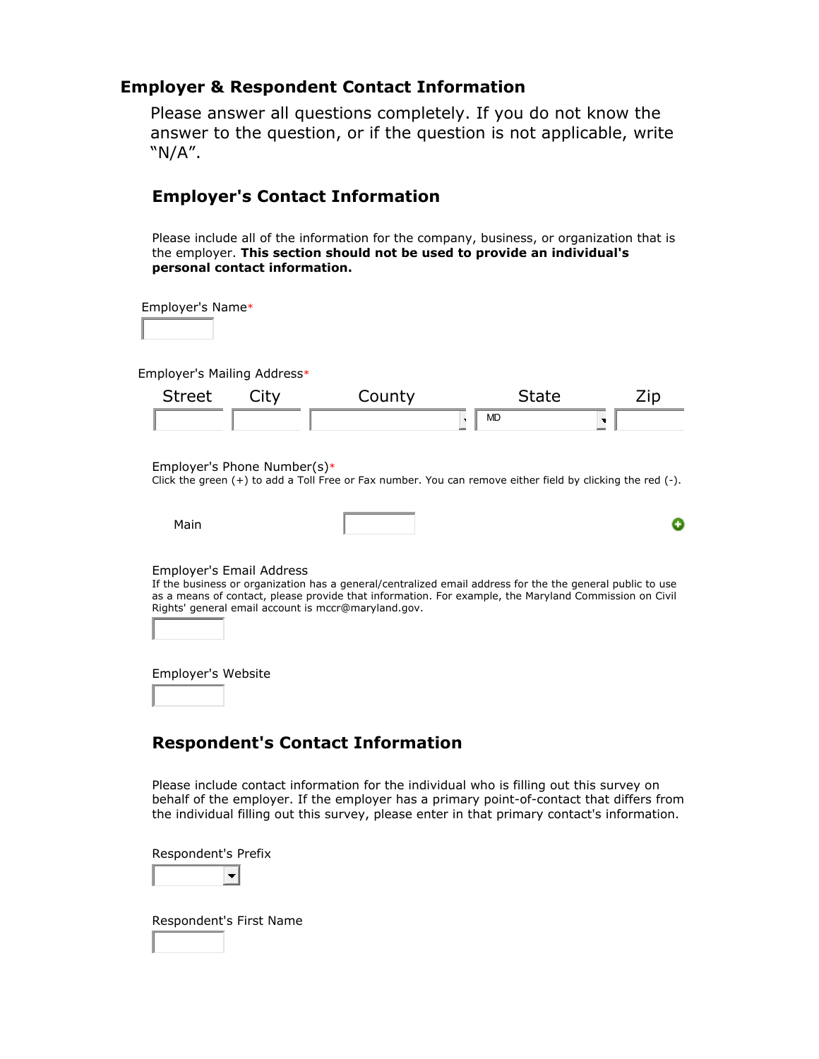## Employer & Respondent Contact Information

Please answer all questions completely. If you do not know the answer to the question, or if the question is not applicable, write "N/A".

### Employer's Contact Information

Please include all of the information for the company, business, or organization that is the employer. **This section should not be used to provide an individual's personal contact information.**

Employer's Name*

Employer's Mailing Address*

| Street | City | County | State | Zip |
|---|---|---|---|---|
| | | | MD | |

Employer's Phone Number(s)*

Click the green (+) to add a Toll Free or Fax number. You can remove either field by clicking the red (-).

Main

Employer's Email Address

If the business or organization has a general/centralized email address for the the general public to use as a means of contact, please provide that information. For example, the Maryland Commission on Civil Rights' general email account is mccr@maryland.gov.

Employer's Website

### Respondent's Contact Information

Please include contact information for the individual who is filling out this survey on behalf of the employer. If the employer has a primary point-of-contact that differs from the individual filling out this survey, please enter in that primary contact's information.

Respondent's Prefix

Respondent's First Name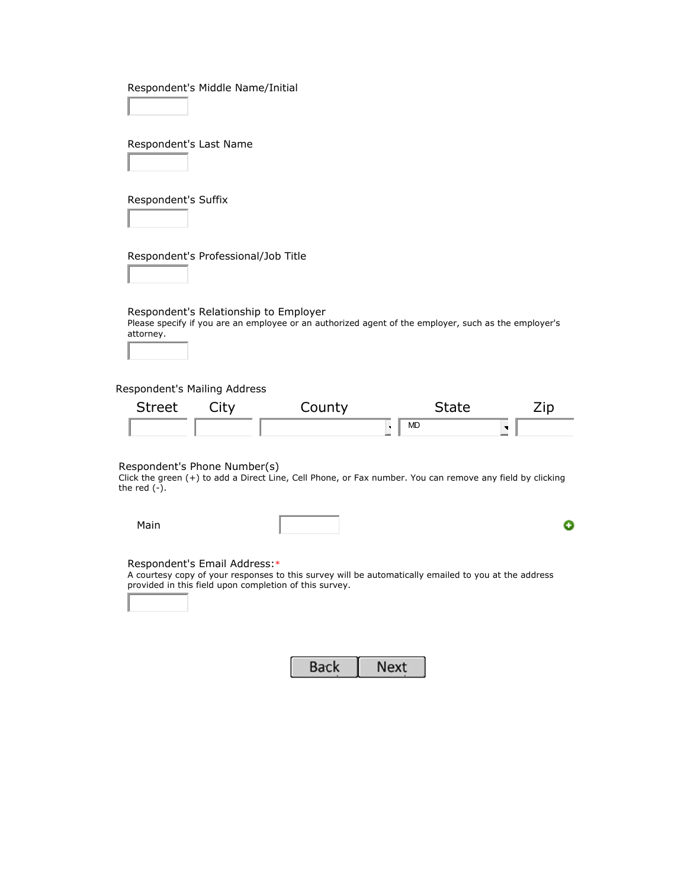Respondent's Middle Name/Initial

Respondent's Last Name

Respondent's Suffix

Respondent's Professional/Job Title

Respondent's Relationship to Employer

Please specify if you are an employee or an authorized agent of the employer, such as the employer's attorney.

Respondent's Mailing Address

| Street | City | County | State | Zip |
| --- | --- | --- | --- | --- |
| | | | MD | |

Respondent's Phone Number(s)

Click the green (+) to add a Direct Line, Cell Phone, or Fax number. You can remove any field by clicking the red (-).

Main

Respondent's Email Address:*

A courtesy copy of your responses to this survey will be automatically emailed to you at the address provided in this field upon completion of this survey.

Back Next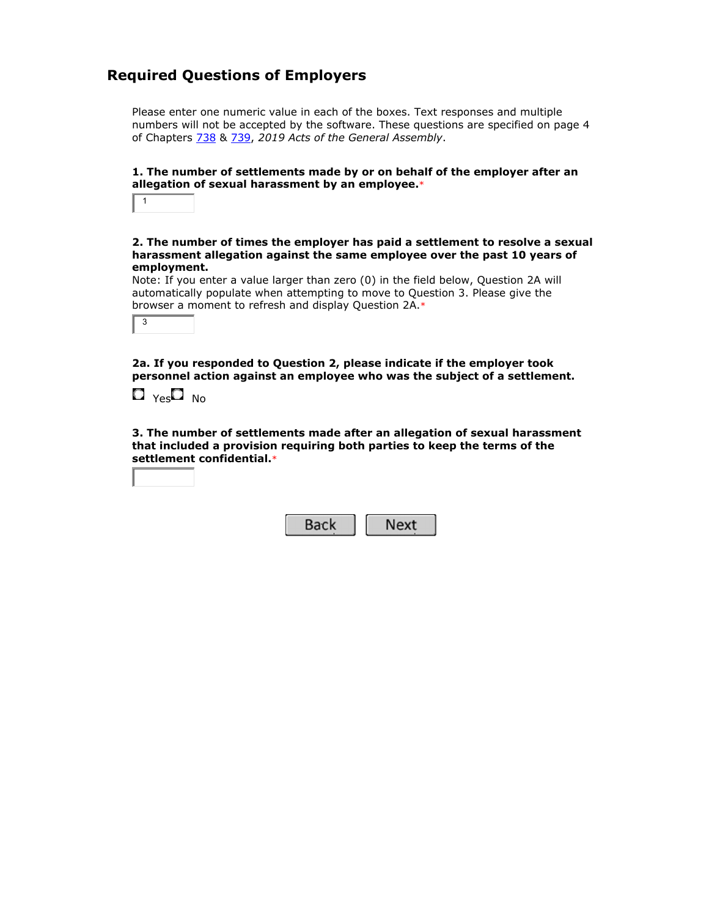## Required Questions of Employers

Please enter one numeric value in each of the boxes. Text responses and multiple numbers will not be accepted by the software. These questions are specified on page 4 of Chapters 738 & 739, *2019 Acts of the General Assembly*.

**1. The number of settlements made by or on behalf of the employer after an allegation of sexual harassment by an employee.***

1

**2. The number of times the employer has paid a settlement to resolve a sexual harassment allegation against the same employee over the past 10 years of employment.**
Note: If you enter a value larger than zero (0) in the field below, Question 2A will automatically populate when attempting to move to Question 3. Please give the browser a moment to refresh and display Question 2A.*

3

**2a. If you responded to Question 2, please indicate if the employer took personnel action against an employee who was the subject of a settlement.**

☐ Yes ☐ No

**3. The number of settlements made after an allegation of sexual harassment that included a provision requiring both parties to keep the terms of the settlement confidential.***

Back Next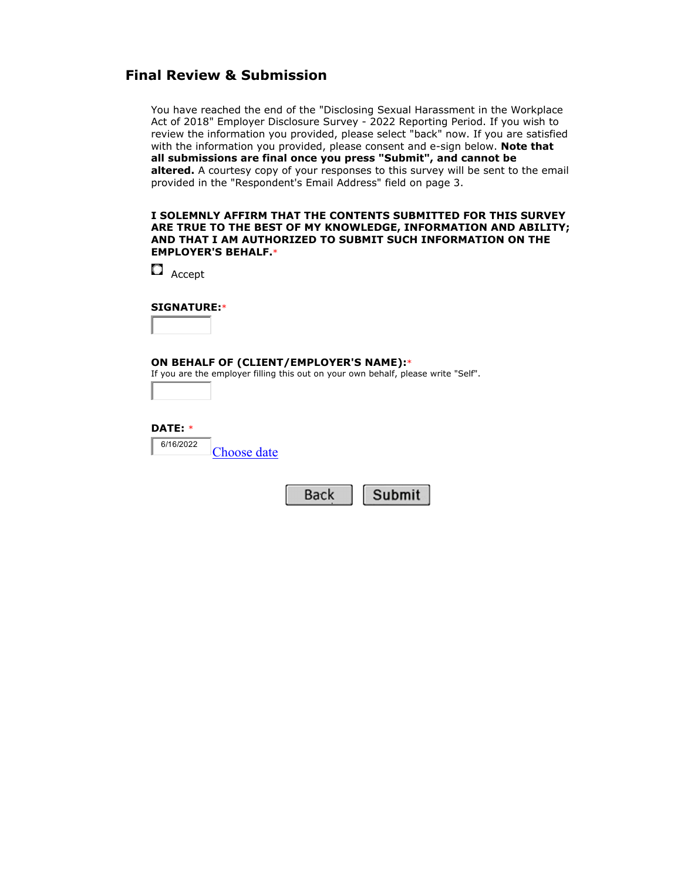## Final Review & Submission

You have reached the end of the "Disclosing Sexual Harassment in the Workplace Act of 2018" Employer Disclosure Survey - 2022 Reporting Period. If you wish to review the information you provided, please select "back" now. If you are satisfied with the information you provided, please consent and e-sign below. **Note that all submissions are final once you press "Submit", and cannot be altered.** A courtesy copy of your responses to this survey will be sent to the email provided in the "Respondent's Email Address" field on page 3.

**I SOLEMNLY AFFIRM THAT THE CONTENTS SUBMITTED FOR THIS SURVEY ARE TRUE TO THE BEST OF MY KNOWLEDGE, INFORMATION AND ABILITY; AND THAT I AM AUTHORIZED TO SUBMIT SUCH INFORMATION ON THE EMPLOYER'S BEHALF.***

Accept

**SIGNATURE:***

**ON BEHALF OF (CLIENT/EMPLOYER'S NAME):***

If you are the employer filling this out on your own behalf, please write "Self".

**DATE:** *

6/16/2022 Choose date

Back Submit